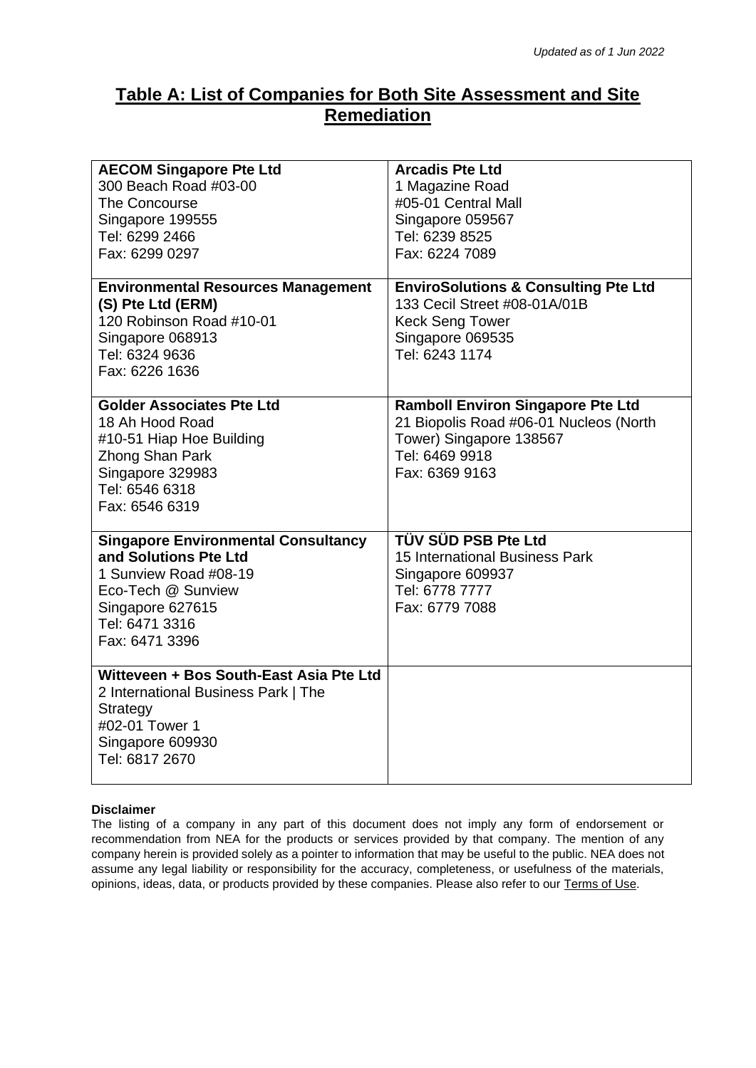*Updated as of 1 Jun 2022*

# Table A: List of Companies for Both Site Assessment and Site Remediation

| | |
|---|---|
| **AECOM Singapore Pte Ltd**<br>300 Beach Road #03-00<br>The Concourse<br>Singapore 199555<br>Tel: 6299 2466<br>Fax: 6299 0297 | **Arcadis Pte Ltd**<br>1 Magazine Road<br>#05-01 Central Mall<br>Singapore 059567<br>Tel: 6239 8525<br>Fax: 6224 7089 |
| **Environmental Resources Management (S) Pte Ltd (ERM)**<br>120 Robinson Road #10-01<br>Singapore 068913<br>Tel: 6324 9636<br>Fax: 6226 1636 | **EnviroSolutions & Consulting Pte Ltd**<br>133 Cecil Street #08-01A/01B<br>Keck Seng Tower<br>Singapore 069535<br>Tel: 6243 1174 |
| **Golder Associates Pte Ltd**<br>18 Ah Hood Road<br>#10-51 Hiap Hoe Building<br>Zhong Shan Park<br>Singapore 329983<br>Tel: 6546 6318<br>Fax: 6546 6319 | **Ramboll Environ Singapore Pte Ltd**<br>21 Biopolis Road #06-01 Nucleos (North Tower) Singapore 138567<br>Tel: 6469 9918<br>Fax: 6369 9163 |
| **Singapore Environmental Consultancy and Solutions Pte Ltd**<br>1 Sunview Road #08-19<br>Eco-Tech @ Sunview<br>Singapore 627615<br>Tel: 6471 3316<br>Fax: 6471 3396 | **TÜV SÜD PSB Pte Ltd**<br>15 International Business Park<br>Singapore 609937<br>Tel: 6778 7777<br>Fax: 6779 7088 |
| **Witteveen + Bos South-East Asia Pte Ltd**<br>2 International Business Park \| The Strategy<br>#02-01 Tower 1<br>Singapore 609930<br>Tel: 6817 2670 | |

**Disclaimer**

The listing of a company in any part of this document does not imply any form of endorsement or recommendation from NEA for the products or services provided by that company. The mention of any company herein is provided solely as a pointer to information that may be useful to the public. NEA does not assume any legal liability or responsibility for the accuracy, completeness, or usefulness of the materials, opinions, ideas, data, or products provided by these companies. Please also refer to our Terms of Use.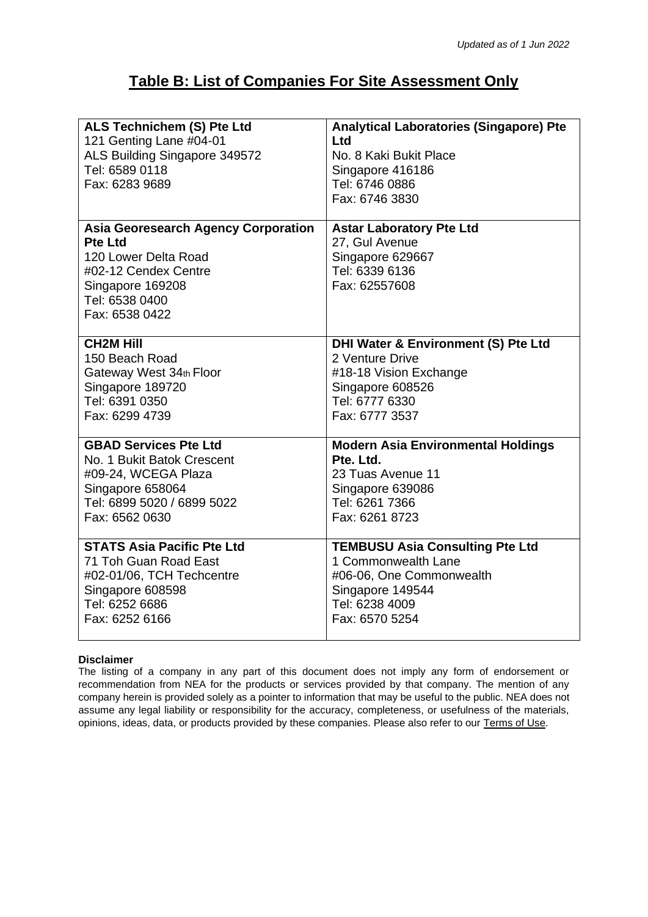*Updated as of 1 Jun 2022*

# Table B: List of Companies For Site Assessment Only

| | |
|---|---|
| **ALS Technichem (S) Pte Ltd**<br>121 Genting Lane #04-01<br>ALS Building Singapore 349572<br>Tel: 6589 0118<br>Fax: 6283 9689 | **Analytical Laboratories (Singapore) Pte Ltd**<br>No. 8 Kaki Bukit Place<br>Singapore 416186<br>Tel: 6746 0886<br>Fax: 6746 3830 |
| **Asia Georesearch Agency Corporation Pte Ltd**<br>120 Lower Delta Road<br>#02-12 Cendex Centre<br>Singapore 169208<br>Tel: 6538 0400<br>Fax: 6538 0422 | **Astar Laboratory Pte Ltd**<br>27, Gul Avenue<br>Singapore 629667<br>Tel: 6339 6136<br>Fax: 62557608 |
| **CH2M Hill**<br>150 Beach Road<br>Gateway West 34th Floor<br>Singapore 189720<br>Tel: 6391 0350<br>Fax: 6299 4739 | **DHI Water & Environment (S) Pte Ltd**<br>2 Venture Drive<br>#18-18 Vision Exchange<br>Singapore 608526<br>Tel: 6777 6330<br>Fax: 6777 3537 |
| **GBAD Services Pte Ltd**<br>No. 1 Bukit Batok Crescent<br>#09-24, WCEGA Plaza<br>Singapore 658064<br>Tel: 6899 5020 / 6899 5022<br>Fax: 6562 0630 | **Modern Asia Environmental Holdings Pte. Ltd.**<br>23 Tuas Avenue 11<br>Singapore 639086<br>Tel: 6261 7366<br>Fax: 6261 8723 |
| **STATS Asia Pacific Pte Ltd**<br>71 Toh Guan Road East<br>#02-01/06, TCH Techcentre<br>Singapore 608598<br>Tel: 6252 6686<br>Fax: 6252 6166 | **TEMBUSU Asia Consulting Pte Ltd**<br>1 Commonwealth Lane<br>#06-06, One Commonwealth<br>Singapore 149544<br>Tel: 6238 4009<br>Fax: 6570 5254 |

**Disclaimer**

The listing of a company in any part of this document does not imply any form of endorsement or recommendation from NEA for the products or services provided by that company. The mention of any company herein is provided solely as a pointer to information that may be useful to the public. NEA does not assume any legal liability or responsibility for the accuracy, completeness, or usefulness of the materials, opinions, ideas, data, or products provided by these companies. Please also refer to our Terms of Use.